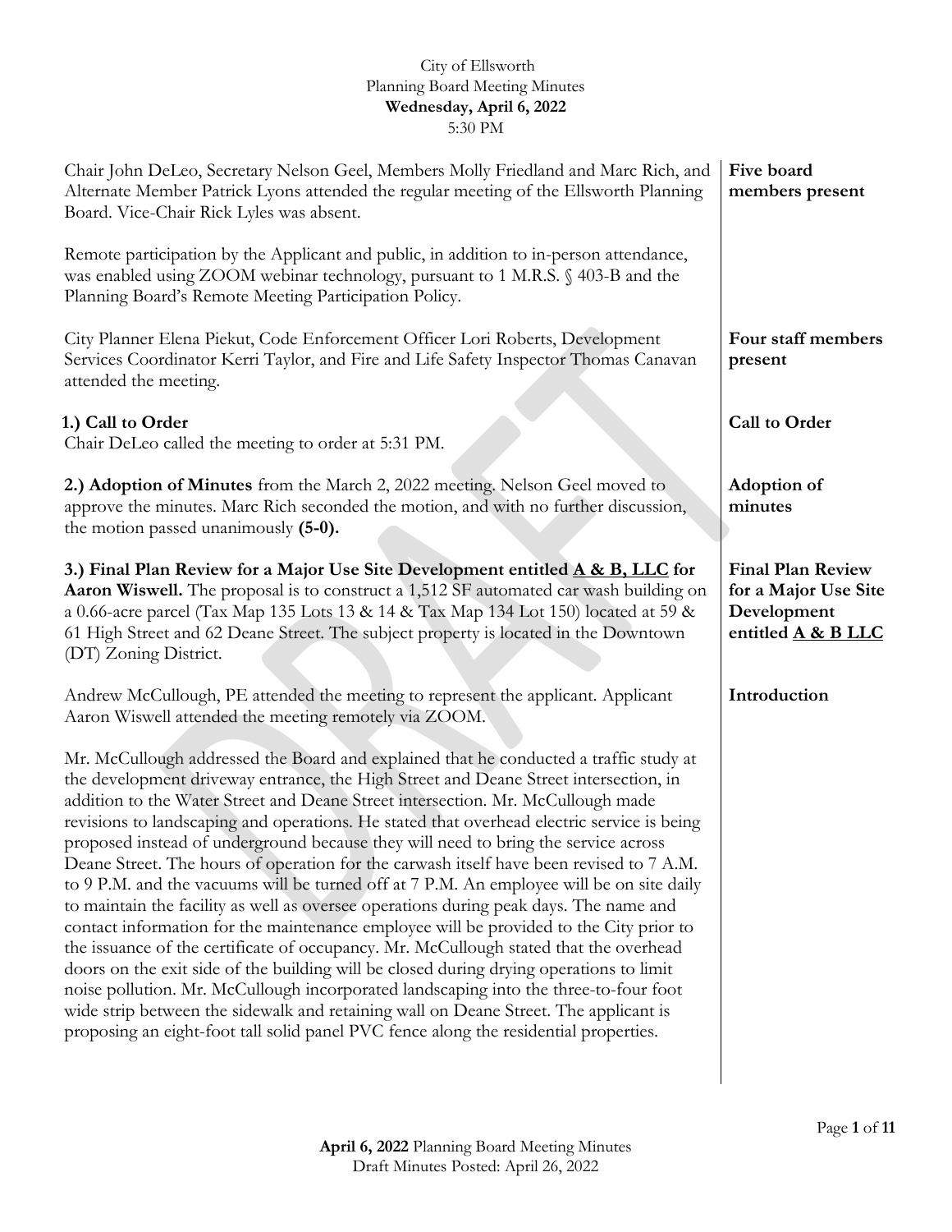City of Ellsworth
Planning Board Meeting Minutes
**Wednesday, April 6, 2022**
5:30 PM

**Five board members present**

Chair John DeLeo, Secretary Nelson Geel, Members Molly Friedland and Marc Rich, and Alternate Member Patrick Lyons attended the regular meeting of the Ellsworth Planning Board. Vice-Chair Rick Lyles was absent.

Remote participation by the Applicant and public, in addition to in-person attendance, was enabled using ZOOM webinar technology, pursuant to 1 M.R.S. § 403-B and the Planning Board's Remote Meeting Participation Policy.

**Four staff members present**

City Planner Elena Piekut, Code Enforcement Officer Lori Roberts, Development Services Coordinator Kerri Taylor, and Fire and Life Safety Inspector Thomas Canavan attended the meeting.

**Call to Order**

**1.) Call to Order**
Chair DeLeo called the meeting to order at 5:31 PM.

**Adoption of minutes**

**2.) Adoption of Minutes** from the March 2, 2022 meeting. Nelson Geel moved to approve the minutes. Marc Rich seconded the motion, and with no further discussion, the motion passed unanimously **(5-0).**

**Final Plan Review for a Major Use Site Development entitled A & B LLC**

**3.) Final Plan Review for a Major Use Site Development entitled A & B, LLC for Aaron Wiswell.** The proposal is to construct a 1,512 SF automated car wash building on a 0.66-acre parcel (Tax Map 135 Lots 13 & 14 & Tax Map 134 Lot 150) located at 59 & 61 High Street and 62 Deane Street. The subject property is located in the Downtown (DT) Zoning District.

**Introduction**

Andrew McCullough, PE attended the meeting to represent the applicant. Applicant Aaron Wiswell attended the meeting remotely via ZOOM.

Mr. McCullough addressed the Board and explained that he conducted a traffic study at the development driveway entrance, the High Street and Deane Street intersection, in addition to the Water Street and Deane Street intersection. Mr. McCullough made revisions to landscaping and operations. He stated that overhead electric service is being proposed instead of underground because they will need to bring the service across Deane Street. The hours of operation for the carwash itself have been revised to 7 A.M. to 9 P.M. and the vacuums will be turned off at 7 P.M. An employee will be on site daily to maintain the facility as well as oversee operations during peak days. The name and contact information for the maintenance employee will be provided to the City prior to the issuance of the certificate of occupancy. Mr. McCullough stated that the overhead doors on the exit side of the building will be closed during drying operations to limit noise pollution. Mr. McCullough incorporated landscaping into the three-to-four foot wide strip between the sidewalk and retaining wall on Deane Street. The applicant is proposing an eight-foot tall solid panel PVC fence along the residential properties.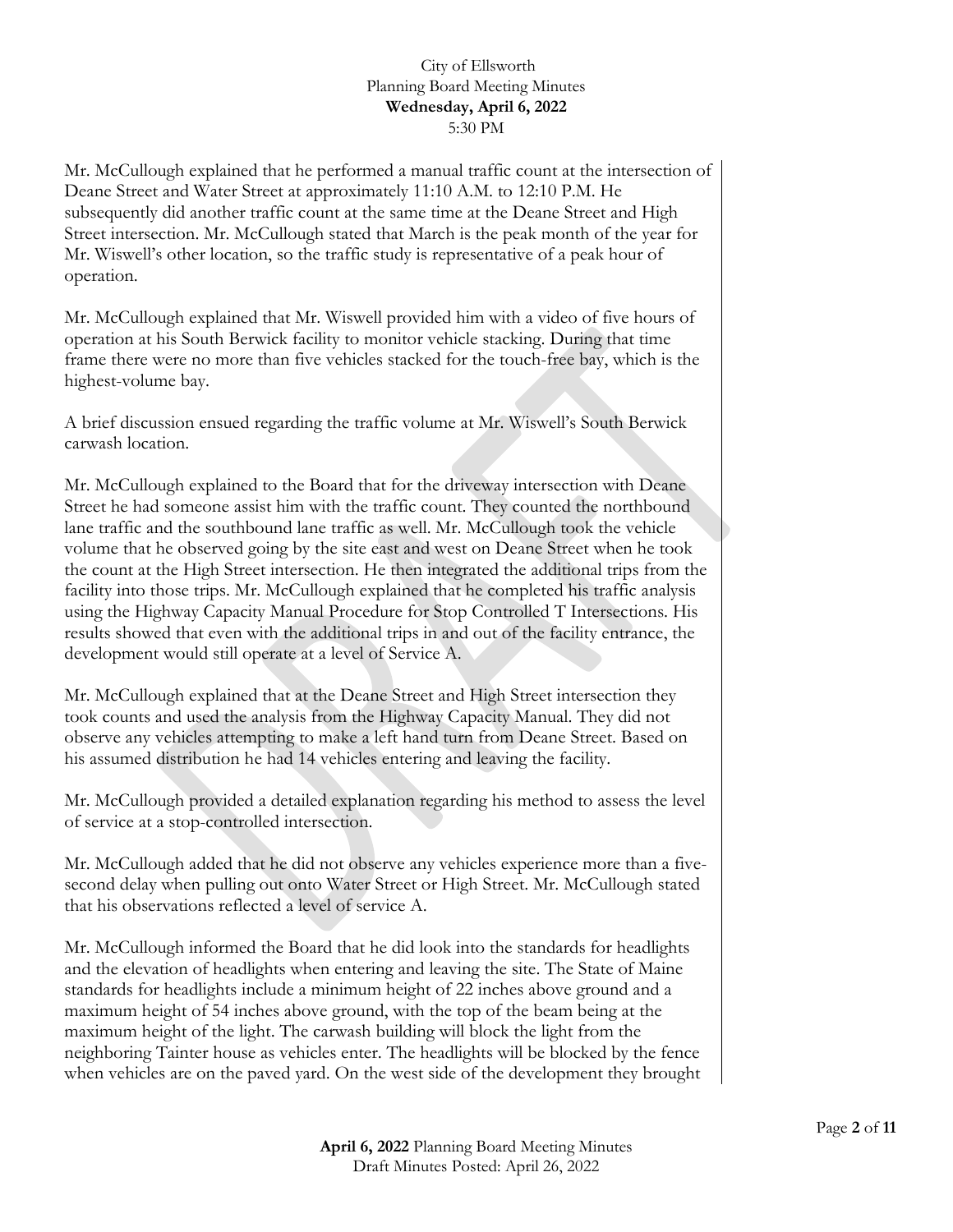Mr. McCullough explained that he performed a manual traffic count at the intersection of Deane Street and Water Street at approximately 11:10 A.M. to 12:10 P.M. He subsequently did another traffic count at the same time at the Deane Street and High Street intersection. Mr. McCullough stated that March is the peak month of the year for Mr. Wiswell's other location, so the traffic study is representative of a peak hour of operation.

Mr. McCullough explained that Mr. Wiswell provided him with a video of five hours of operation at his South Berwick facility to monitor vehicle stacking. During that time frame there were no more than five vehicles stacked for the touch-free bay, which is the highest-volume bay.

A brief discussion ensued regarding the traffic volume at Mr. Wiswell's South Berwick carwash location.

Mr. McCullough explained to the Board that for the driveway intersection with Deane Street he had someone assist him with the traffic count. They counted the northbound lane traffic and the southbound lane traffic as well. Mr. McCullough took the vehicle volume that he observed going by the site east and west on Deane Street when he took the count at the High Street intersection. He then integrated the additional trips from the facility into those trips. Mr. McCullough explained that he completed his traffic analysis using the Highway Capacity Manual Procedure for Stop Controlled T Intersections. His results showed that even with the additional trips in and out of the facility entrance, the development would still operate at a level of Service A.

Mr. McCullough explained that at the Deane Street and High Street intersection they took counts and used the analysis from the Highway Capacity Manual. They did not observe any vehicles attempting to make a left hand turn from Deane Street. Based on his assumed distribution he had 14 vehicles entering and leaving the facility.

Mr. McCullough provided a detailed explanation regarding his method to assess the level of service at a stop-controlled intersection.

Mr. McCullough added that he did not observe any vehicles experience more than a five-second delay when pulling out onto Water Street or High Street. Mr. McCullough stated that his observations reflected a level of service A.

Mr. McCullough informed the Board that he did look into the standards for headlights and the elevation of headlights when entering and leaving the site. The State of Maine standards for headlights include a minimum height of 22 inches above ground and a maximum height of 54 inches above ground, with the top of the beam being at the maximum height of the light. The carwash building will block the light from the neighboring Tainter house as vehicles enter. The headlights will be blocked by the fence when vehicles are on the paved yard. On the west side of the development they brought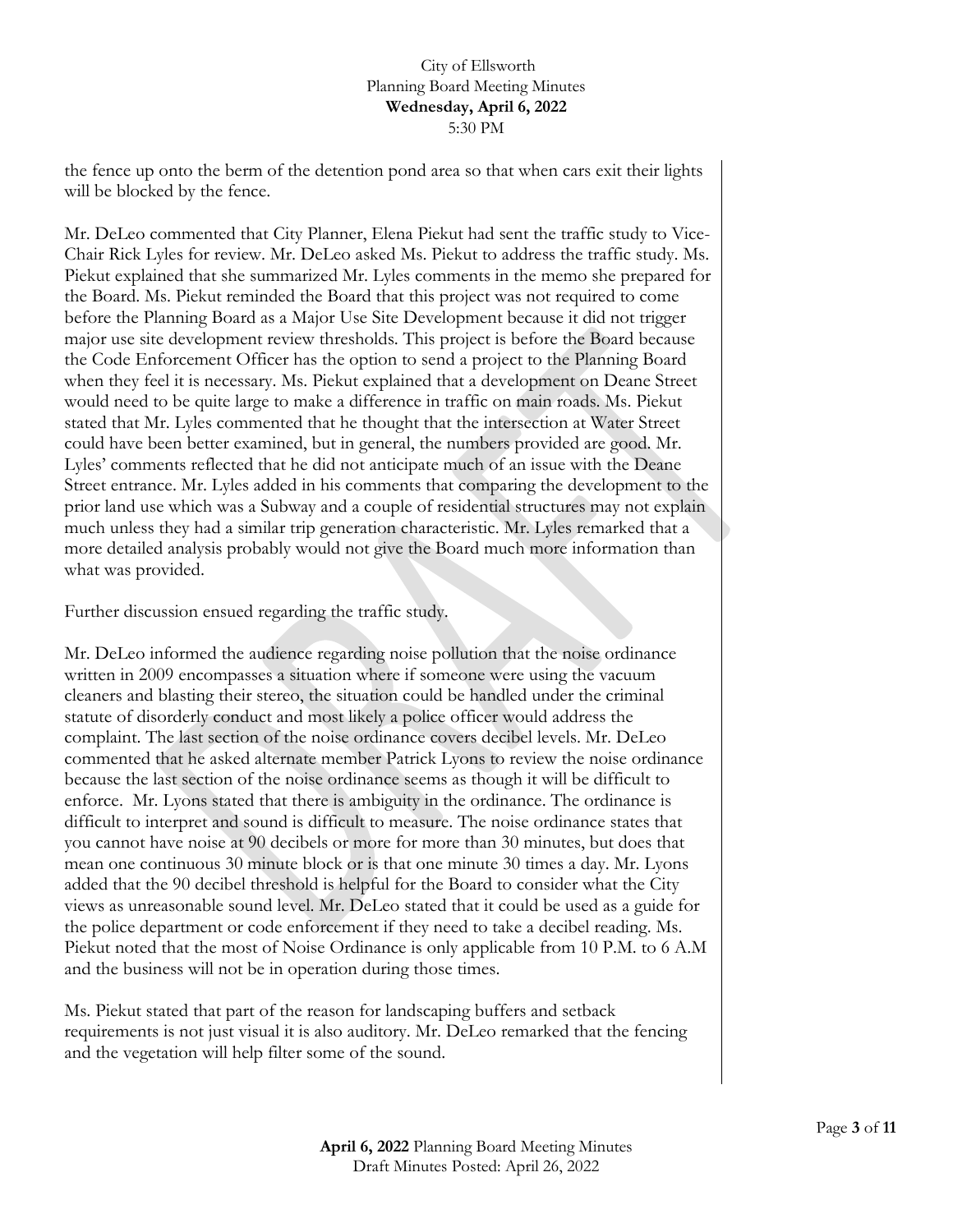the fence up onto the berm of the detention pond area so that when cars exit their lights will be blocked by the fence.

Mr. DeLeo commented that City Planner, Elena Piekut had sent the traffic study to Vice-Chair Rick Lyles for review. Mr. DeLeo asked Ms. Piekut to address the traffic study. Ms. Piekut explained that she summarized Mr. Lyles comments in the memo she prepared for the Board. Ms. Piekut reminded the Board that this project was not required to come before the Planning Board as a Major Use Site Development because it did not trigger major use site development review thresholds. This project is before the Board because the Code Enforcement Officer has the option to send a project to the Planning Board when they feel it is necessary. Ms. Piekut explained that a development on Deane Street would need to be quite large to make a difference in traffic on main roads. Ms. Piekut stated that Mr. Lyles commented that he thought that the intersection at Water Street could have been better examined, but in general, the numbers provided are good. Mr. Lyles' comments reflected that he did not anticipate much of an issue with the Deane Street entrance. Mr. Lyles added in his comments that comparing the development to the prior land use which was a Subway and a couple of residential structures may not explain much unless they had a similar trip generation characteristic. Mr. Lyles remarked that a more detailed analysis probably would not give the Board much more information than what was provided.

Further discussion ensued regarding the traffic study.

Mr. DeLeo informed the audience regarding noise pollution that the noise ordinance written in 2009 encompasses a situation where if someone were using the vacuum cleaners and blasting their stereo, the situation could be handled under the criminal statute of disorderly conduct and most likely a police officer would address the complaint. The last section of the noise ordinance covers decibel levels. Mr. DeLeo commented that he asked alternate member Patrick Lyons to review the noise ordinance because the last section of the noise ordinance seems as though it will be difficult to enforce. Mr. Lyons stated that there is ambiguity in the ordinance. The ordinance is difficult to interpret and sound is difficult to measure. The noise ordinance states that you cannot have noise at 90 decibels or more for more than 30 minutes, but does that mean one continuous 30 minute block or is that one minute 30 times a day. Mr. Lyons added that the 90 decibel threshold is helpful for the Board to consider what the City views as unreasonable sound level. Mr. DeLeo stated that it could be used as a guide for the police department or code enforcement if they need to take a decibel reading. Ms. Piekut noted that the most of Noise Ordinance is only applicable from 10 P.M. to 6 A.M and the business will not be in operation during those times.

Ms. Piekut stated that part of the reason for landscaping buffers and setback requirements is not just visual it is also auditory. Mr. DeLeo remarked that the fencing and the vegetation will help filter some of the sound.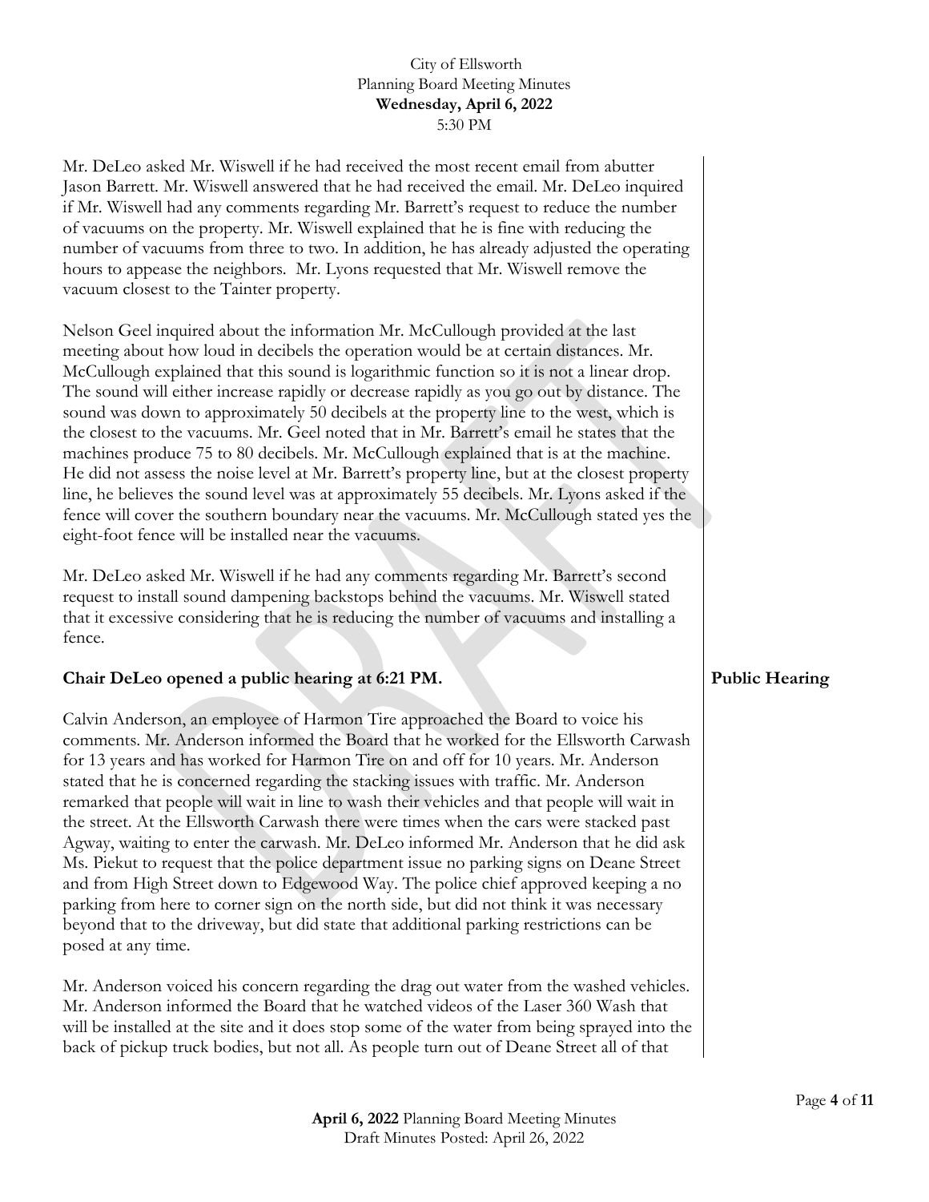Mr. DeLeo asked Mr. Wiswell if he had received the most recent email from abutter Jason Barrett. Mr. Wiswell answered that he had received the email. Mr. DeLeo inquired if Mr. Wiswell had any comments regarding Mr. Barrett's request to reduce the number of vacuums on the property. Mr. Wiswell explained that he is fine with reducing the number of vacuums from three to two. In addition, he has already adjusted the operating hours to appease the neighbors. Mr. Lyons requested that Mr. Wiswell remove the vacuum closest to the Tainter property.

Nelson Geel inquired about the information Mr. McCullough provided at the last meeting about how loud in decibels the operation would be at certain distances. Mr. McCullough explained that this sound is logarithmic function so it is not a linear drop. The sound will either increase rapidly or decrease rapidly as you go out by distance. The sound was down to approximately 50 decibels at the property line to the west, which is the closest to the vacuums. Mr. Geel noted that in Mr. Barrett's email he states that the machines produce 75 to 80 decibels. Mr. McCullough explained that is at the machine. He did not assess the noise level at Mr. Barrett's property line, but at the closest property line, he believes the sound level was at approximately 55 decibels. Mr. Lyons asked if the fence will cover the southern boundary near the vacuums. Mr. McCullough stated yes the eight-foot fence will be installed near the vacuums.

Mr. DeLeo asked Mr. Wiswell if he had any comments regarding Mr. Barrett's second request to install sound dampening backstops behind the vacuums. Mr. Wiswell stated that it excessive considering that he is reducing the number of vacuums and installing a fence.

**Public Hearing**

**Chair DeLeo opened a public hearing at 6:21 PM.**

Calvin Anderson, an employee of Harmon Tire approached the Board to voice his comments. Mr. Anderson informed the Board that he worked for the Ellsworth Carwash for 13 years and has worked for Harmon Tire on and off for 10 years. Mr. Anderson stated that he is concerned regarding the stacking issues with traffic. Mr. Anderson remarked that people will wait in line to wash their vehicles and that people will wait in the street. At the Ellsworth Carwash there were times when the cars were stacked past Agway, waiting to enter the carwash. Mr. DeLeo informed Mr. Anderson that he did ask Ms. Piekut to request that the police department issue no parking signs on Deane Street and from High Street down to Edgewood Way. The police chief approved keeping a no parking from here to corner sign on the north side, but did not think it was necessary beyond that to the driveway, but did state that additional parking restrictions can be posed at any time.

Mr. Anderson voiced his concern regarding the drag out water from the washed vehicles. Mr. Anderson informed the Board that he watched videos of the Laser 360 Wash that will be installed at the site and it does stop some of the water from being sprayed into the back of pickup truck bodies, but not all. As people turn out of Deane Street all of that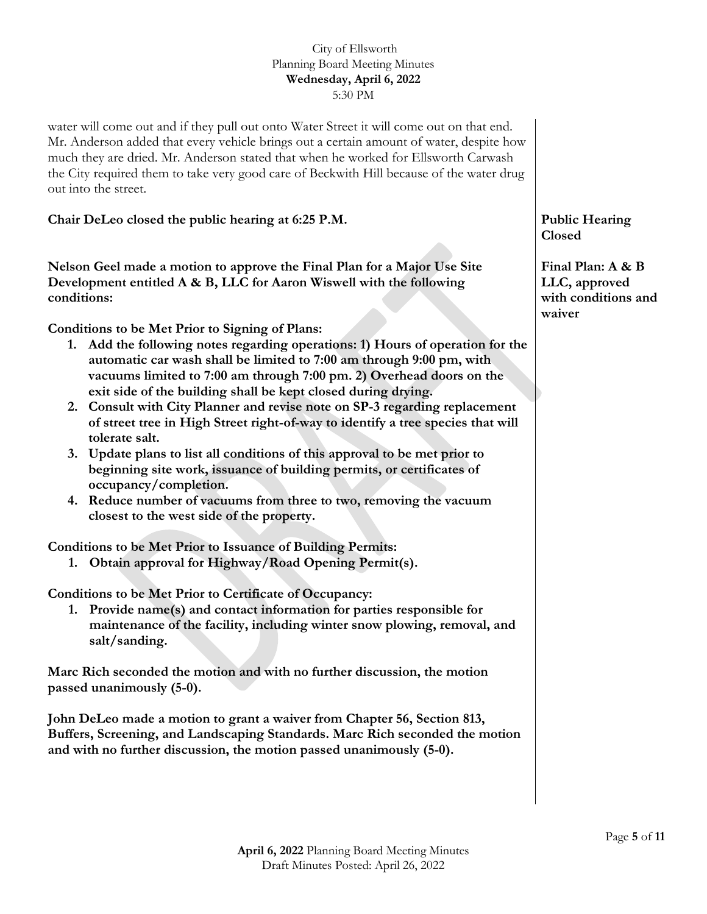water will come out and if they pull out onto Water Street it will come out on that end. Mr. Anderson added that every vehicle brings out a certain amount of water, despite how much they are dried. Mr. Anderson stated that when he worked for Ellsworth Carwash the City required them to take very good care of Beckwith Hill because of the water drug out into the street.

**Chair DeLeo closed the public hearing at 6:25 P.M.**

**Public Hearing Closed**

**Nelson Geel made a motion to approve the Final Plan for a Major Use Site Development entitled A & B, LLC for Aaron Wiswell with the following conditions:**

**Final Plan: A & B LLC, approved with conditions and waiver**

**Conditions to be Met Prior to Signing of Plans:**

1. **Add the following notes regarding operations: 1) Hours of operation for the automatic car wash shall be limited to 7:00 am through 9:00 pm, with vacuums limited to 7:00 am through 7:00 pm. 2) Overhead doors on the exit side of the building shall be kept closed during drying.**
2. **Consult with City Planner and revise note on SP-3 regarding replacement of street tree in High Street right-of-way to identify a tree species that will tolerate salt.**
3. **Update plans to list all conditions of this approval to be met prior to beginning site work, issuance of building permits, or certificates of occupancy/completion.**
4. **Reduce number of vacuums from three to two, removing the vacuum closest to the west side of the property.**

**Conditions to be Met Prior to Issuance of Building Permits:**

1. **Obtain approval for Highway/Road Opening Permit(s).**

**Conditions to be Met Prior to Certificate of Occupancy:**

1. **Provide name(s) and contact information for parties responsible for maintenance of the facility, including winter snow plowing, removal, and salt/sanding.**

**Marc Rich seconded the motion and with no further discussion, the motion passed unanimously (5-0).**

**John DeLeo made a motion to grant a waiver from Chapter 56, Section 813, Buffers, Screening, and Landscaping Standards. Marc Rich seconded the motion and with no further discussion, the motion passed unanimously (5-0).**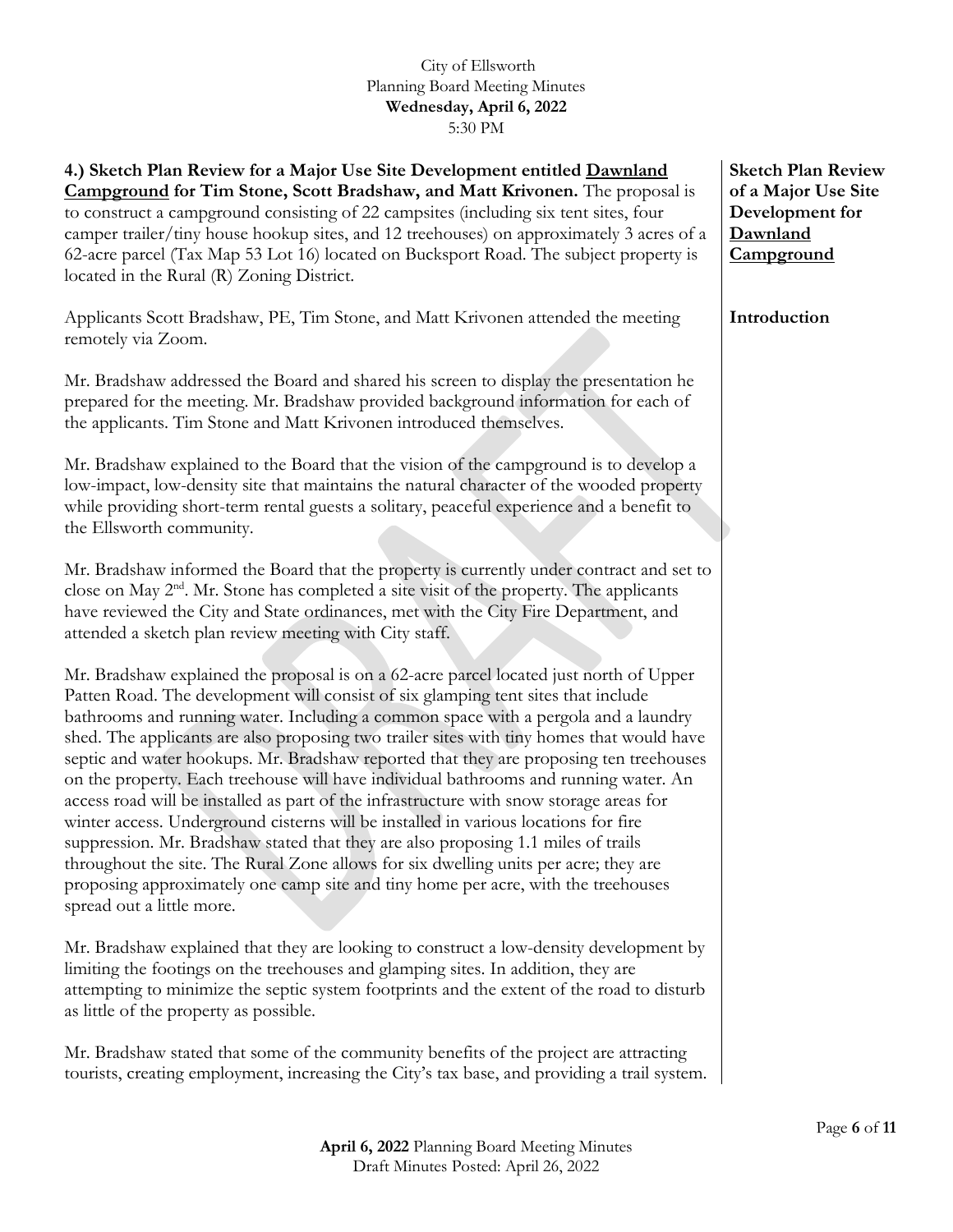City of Ellsworth
Planning Board Meeting Minutes
**Wednesday, April 6, 2022**
5:30 PM

**Sketch Plan Review of a Major Use Site Development for Dawnland Campground**

**4.) Sketch Plan Review for a Major Use Site Development entitled Dawnland Campground for Tim Stone, Scott Bradshaw, and Matt Krivonen.** The proposal is to construct a campground consisting of 22 campsites (including six tent sites, four camper trailer/tiny house hookup sites, and 12 treehouses) on approximately 3 acres of a 62-acre parcel (Tax Map 53 Lot 16) located on Bucksport Road. The subject property is located in the Rural (R) Zoning District.

**Introduction**

Applicants Scott Bradshaw, PE, Tim Stone, and Matt Krivonen attended the meeting remotely via Zoom.

Mr. Bradshaw addressed the Board and shared his screen to display the presentation he prepared for the meeting. Mr. Bradshaw provided background information for each of the applicants. Tim Stone and Matt Krivonen introduced themselves.

Mr. Bradshaw explained to the Board that the vision of the campground is to develop a low-impact, low-density site that maintains the natural character of the wooded property while providing short-term rental guests a solitary, peaceful experience and a benefit to the Ellsworth community.

Mr. Bradshaw informed the Board that the property is currently under contract and set to close on May 2nd. Mr. Stone has completed a site visit of the property. The applicants have reviewed the City and State ordinances, met with the City Fire Department, and attended a sketch plan review meeting with City staff.

Mr. Bradshaw explained the proposal is on a 62-acre parcel located just north of Upper Patten Road. The development will consist of six glamping tent sites that include bathrooms and running water. Including a common space with a pergola and a laundry shed. The applicants are also proposing two trailer sites with tiny homes that would have septic and water hookups. Mr. Bradshaw reported that they are proposing ten treehouses on the property. Each treehouse will have individual bathrooms and running water. An access road will be installed as part of the infrastructure with snow storage areas for winter access. Underground cisterns will be installed in various locations for fire suppression. Mr. Bradshaw stated that they are also proposing 1.1 miles of trails throughout the site. The Rural Zone allows for six dwelling units per acre; they are proposing approximately one camp site and tiny home per acre, with the treehouses spread out a little more.

Mr. Bradshaw explained that they are looking to construct a low-density development by limiting the footings on the treehouses and glamping sites. In addition, they are attempting to minimize the septic system footprints and the extent of the road to disturb as little of the property as possible.

Mr. Bradshaw stated that some of the community benefits of the project are attracting tourists, creating employment, increasing the City's tax base, and providing a trail system.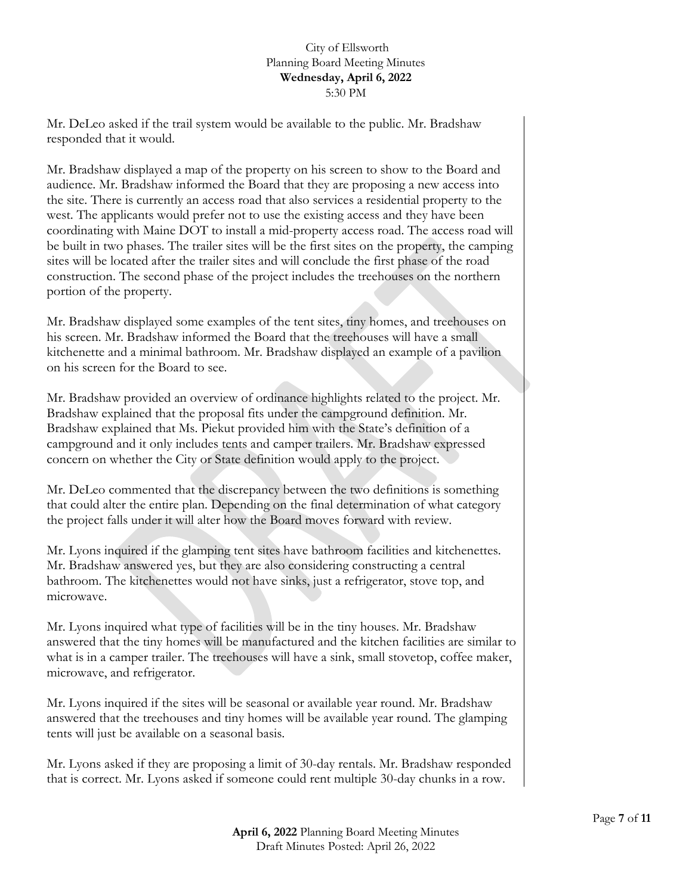Mr. DeLeo asked if the trail system would be available to the public. Mr. Bradshaw responded that it would.

Mr. Bradshaw displayed a map of the property on his screen to show to the Board and audience. Mr. Bradshaw informed the Board that they are proposing a new access into the site. There is currently an access road that also services a residential property to the west. The applicants would prefer not to use the existing access and they have been coordinating with Maine DOT to install a mid-property access road. The access road will be built in two phases. The trailer sites will be the first sites on the property, the camping sites will be located after the trailer sites and will conclude the first phase of the road construction. The second phase of the project includes the treehouses on the northern portion of the property.

Mr. Bradshaw displayed some examples of the tent sites, tiny homes, and treehouses on his screen. Mr. Bradshaw informed the Board that the treehouses will have a small kitchenette and a minimal bathroom. Mr. Bradshaw displayed an example of a pavilion on his screen for the Board to see.

Mr. Bradshaw provided an overview of ordinance highlights related to the project. Mr. Bradshaw explained that the proposal fits under the campground definition. Mr. Bradshaw explained that Ms. Piekut provided him with the State's definition of a campground and it only includes tents and camper trailers. Mr. Bradshaw expressed concern on whether the City or State definition would apply to the project.

Mr. DeLeo commented that the discrepancy between the two definitions is something that could alter the entire plan. Depending on the final determination of what category the project falls under it will alter how the Board moves forward with review.

Mr. Lyons inquired if the glamping tent sites have bathroom facilities and kitchenettes. Mr. Bradshaw answered yes, but they are also considering constructing a central bathroom. The kitchenettes would not have sinks, just a refrigerator, stove top, and microwave.

Mr. Lyons inquired what type of facilities will be in the tiny houses. Mr. Bradshaw answered that the tiny homes will be manufactured and the kitchen facilities are similar to what is in a camper trailer. The treehouses will have a sink, small stovetop, coffee maker, microwave, and refrigerator.

Mr. Lyons inquired if the sites will be seasonal or available year round. Mr. Bradshaw answered that the treehouses and tiny homes will be available year round. The glamping tents will just be available on a seasonal basis.

Mr. Lyons asked if they are proposing a limit of 30-day rentals. Mr. Bradshaw responded that is correct. Mr. Lyons asked if someone could rent multiple 30-day chunks in a row.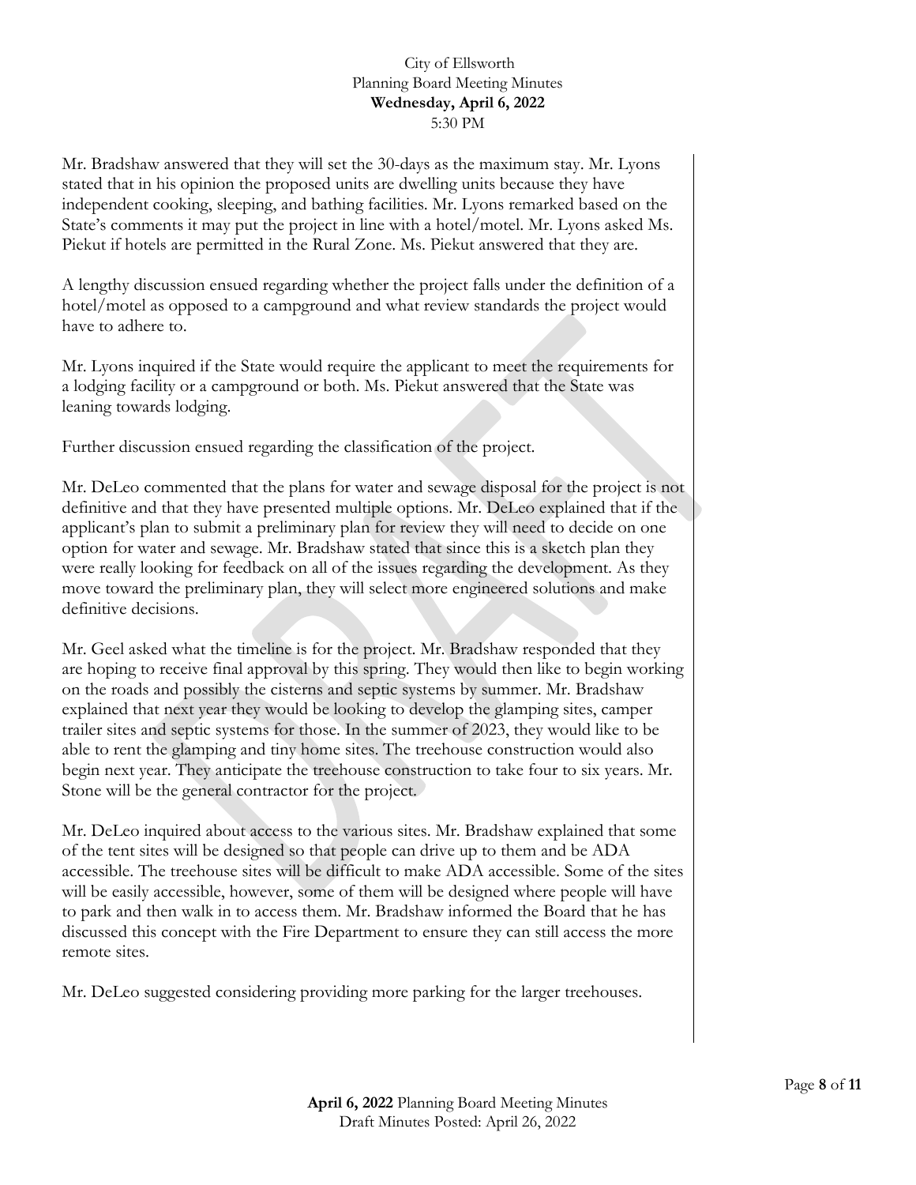Mr. Bradshaw answered that they will set the 30-days as the maximum stay. Mr. Lyons stated that in his opinion the proposed units are dwelling units because they have independent cooking, sleeping, and bathing facilities. Mr. Lyons remarked based on the State's comments it may put the project in line with a hotel/motel. Mr. Lyons asked Ms. Piekut if hotels are permitted in the Rural Zone. Ms. Piekut answered that they are.

A lengthy discussion ensued regarding whether the project falls under the definition of a hotel/motel as opposed to a campground and what review standards the project would have to adhere to.

Mr. Lyons inquired if the State would require the applicant to meet the requirements for a lodging facility or a campground or both. Ms. Piekut answered that the State was leaning towards lodging.

Further discussion ensued regarding the classification of the project.

Mr. DeLeo commented that the plans for water and sewage disposal for the project is not definitive and that they have presented multiple options. Mr. DeLeo explained that if the applicant's plan to submit a preliminary plan for review they will need to decide on one option for water and sewage. Mr. Bradshaw stated that since this is a sketch plan they were really looking for feedback on all of the issues regarding the development. As they move toward the preliminary plan, they will select more engineered solutions and make definitive decisions.

Mr. Geel asked what the timeline is for the project. Mr. Bradshaw responded that they are hoping to receive final approval by this spring. They would then like to begin working on the roads and possibly the cisterns and septic systems by summer. Mr. Bradshaw explained that next year they would be looking to develop the glamping sites, camper trailer sites and septic systems for those. In the summer of 2023, they would like to be able to rent the glamping and tiny home sites. The treehouse construction would also begin next year. They anticipate the treehouse construction to take four to six years. Mr. Stone will be the general contractor for the project.

Mr. DeLeo inquired about access to the various sites. Mr. Bradshaw explained that some of the tent sites will be designed so that people can drive up to them and be ADA accessible. The treehouse sites will be difficult to make ADA accessible. Some of the sites will be easily accessible, however, some of them will be designed where people will have to park and then walk in to access them. Mr. Bradshaw informed the Board that he has discussed this concept with the Fire Department to ensure they can still access the more remote sites.

Mr. DeLeo suggested considering providing more parking for the larger treehouses.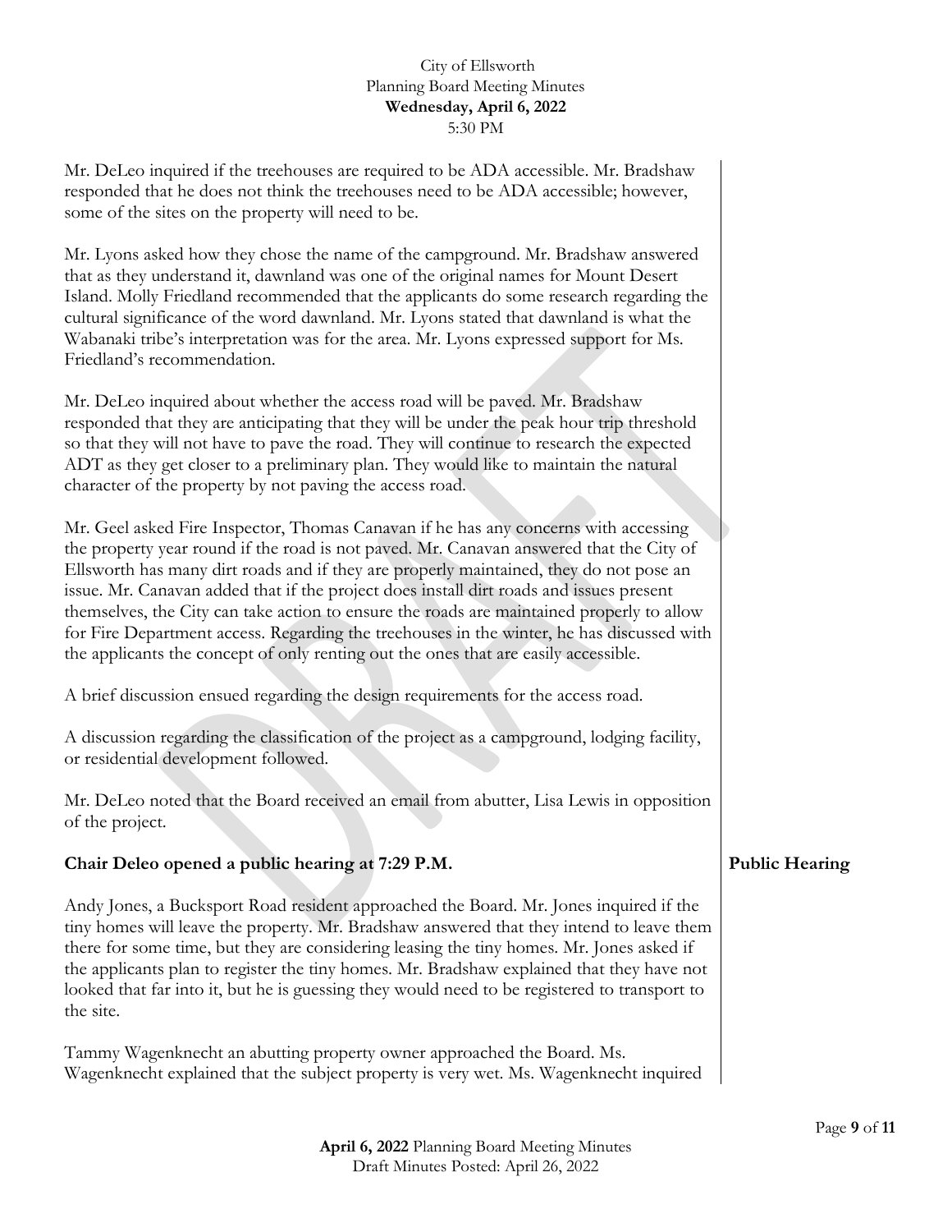Mr. DeLeo inquired if the treehouses are required to be ADA accessible. Mr. Bradshaw responded that he does not think the treehouses need to be ADA accessible; however, some of the sites on the property will need to be.

Mr. Lyons asked how they chose the name of the campground. Mr. Bradshaw answered that as they understand it, dawnland was one of the original names for Mount Desert Island. Molly Friedland recommended that the applicants do some research regarding the cultural significance of the word dawnland. Mr. Lyons stated that dawnland is what the Wabanaki tribe's interpretation was for the area. Mr. Lyons expressed support for Ms. Friedland's recommendation.

Mr. DeLeo inquired about whether the access road will be paved. Mr. Bradshaw responded that they are anticipating that they will be under the peak hour trip threshold so that they will not have to pave the road. They will continue to research the expected ADT as they get closer to a preliminary plan. They would like to maintain the natural character of the property by not paving the access road.

Mr. Geel asked Fire Inspector, Thomas Canavan if he has any concerns with accessing the property year round if the road is not paved. Mr. Canavan answered that the City of Ellsworth has many dirt roads and if they are properly maintained, they do not pose an issue. Mr. Canavan added that if the project does install dirt roads and issues present themselves, the City can take action to ensure the roads are maintained properly to allow for Fire Department access. Regarding the treehouses in the winter, he has discussed with the applicants the concept of only renting out the ones that are easily accessible.

A brief discussion ensued regarding the design requirements for the access road.

A discussion regarding the classification of the project as a campground, lodging facility, or residential development followed.

Mr. DeLeo noted that the Board received an email from abutter, Lisa Lewis in opposition of the project.

**Public Hearing**

**Chair Deleo opened a public hearing at 7:29 P.M.**

Andy Jones, a Bucksport Road resident approached the Board. Mr. Jones inquired if the tiny homes will leave the property. Mr. Bradshaw answered that they intend to leave them there for some time, but they are considering leasing the tiny homes. Mr. Jones asked if the applicants plan to register the tiny homes. Mr. Bradshaw explained that they have not looked that far into it, but he is guessing they would need to be registered to transport to the site.

Tammy Wagenknecht an abutting property owner approached the Board. Ms. Wagenknecht explained that the subject property is very wet. Ms. Wagenknecht inquired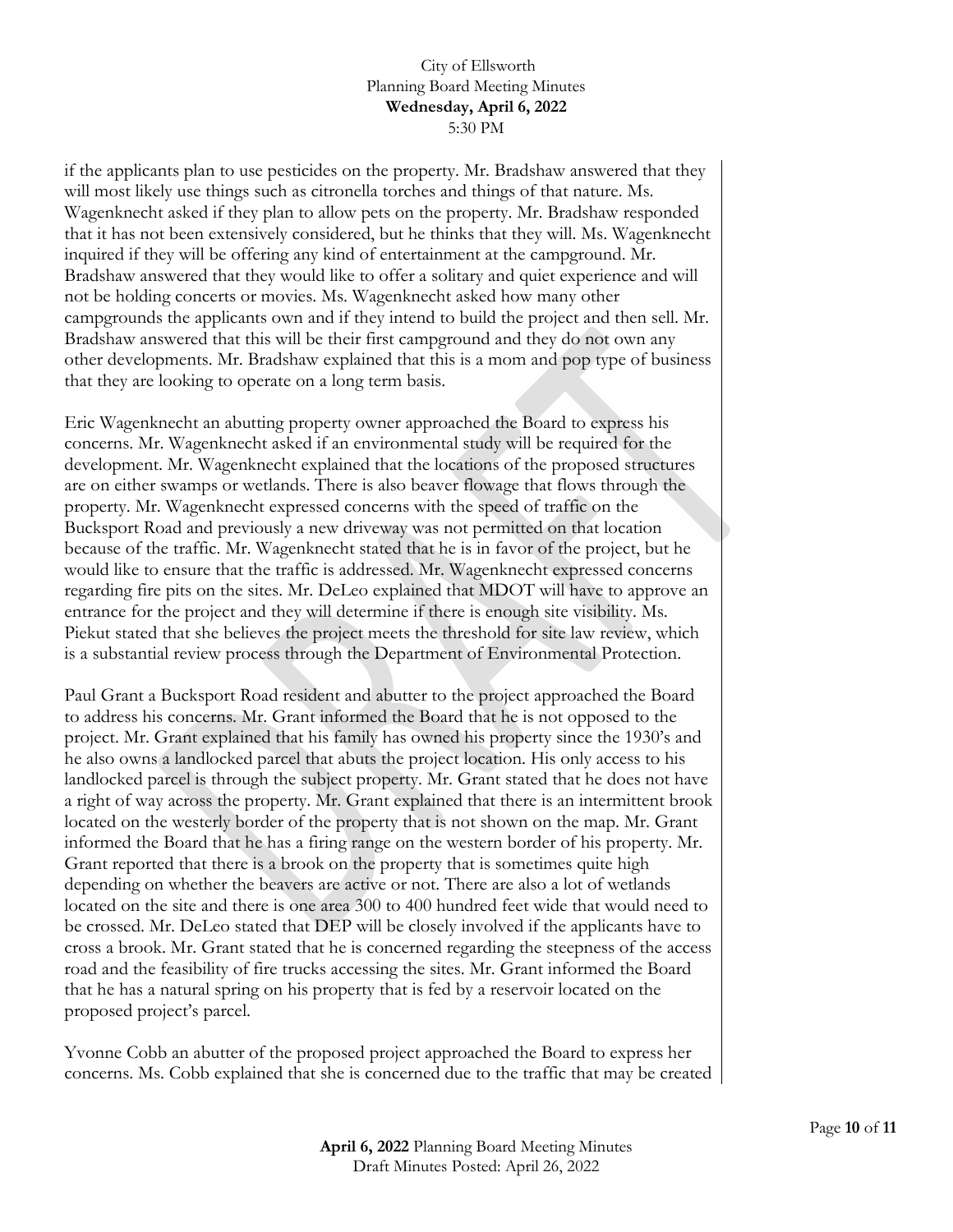if the applicants plan to use pesticides on the property. Mr. Bradshaw answered that they will most likely use things such as citronella torches and things of that nature. Ms. Wagenknecht asked if they plan to allow pets on the property. Mr. Bradshaw responded that it has not been extensively considered, but he thinks that they will. Ms. Wagenknecht inquired if they will be offering any kind of entertainment at the campground. Mr. Bradshaw answered that they would like to offer a solitary and quiet experience and will not be holding concerts or movies. Ms. Wagenknecht asked how many other campgrounds the applicants own and if they intend to build the project and then sell. Mr. Bradshaw answered that this will be their first campground and they do not own any other developments. Mr. Bradshaw explained that this is a mom and pop type of business that they are looking to operate on a long term basis.

Eric Wagenknecht an abutting property owner approached the Board to express his concerns. Mr. Wagenknecht asked if an environmental study will be required for the development. Mr. Wagenknecht explained that the locations of the proposed structures are on either swamps or wetlands. There is also beaver flowage that flows through the property. Mr. Wagenknecht expressed concerns with the speed of traffic on the Bucksport Road and previously a new driveway was not permitted on that location because of the traffic. Mr. Wagenknecht stated that he is in favor of the project, but he would like to ensure that the traffic is addressed. Mr. Wagenknecht expressed concerns regarding fire pits on the sites. Mr. DeLeo explained that MDOT will have to approve an entrance for the project and they will determine if there is enough site visibility. Ms. Piekut stated that she believes the project meets the threshold for site law review, which is a substantial review process through the Department of Environmental Protection.

Paul Grant a Bucksport Road resident and abutter to the project approached the Board to address his concerns. Mr. Grant informed the Board that he is not opposed to the project. Mr. Grant explained that his family has owned his property since the 1930's and he also owns a landlocked parcel that abuts the project location. His only access to his landlocked parcel is through the subject property. Mr. Grant stated that he does not have a right of way across the property. Mr. Grant explained that there is an intermittent brook located on the westerly border of the property that is not shown on the map. Mr. Grant informed the Board that he has a firing range on the western border of his property. Mr. Grant reported that there is a brook on the property that is sometimes quite high depending on whether the beavers are active or not. There are also a lot of wetlands located on the site and there is one area 300 to 400 hundred feet wide that would need to be crossed. Mr. DeLeo stated that DEP will be closely involved if the applicants have to cross a brook. Mr. Grant stated that he is concerned regarding the steepness of the access road and the feasibility of fire trucks accessing the sites. Mr. Grant informed the Board that he has a natural spring on his property that is fed by a reservoir located on the proposed project's parcel.

Yvonne Cobb an abutter of the proposed project approached the Board to express her concerns. Ms. Cobb explained that she is concerned due to the traffic that may be created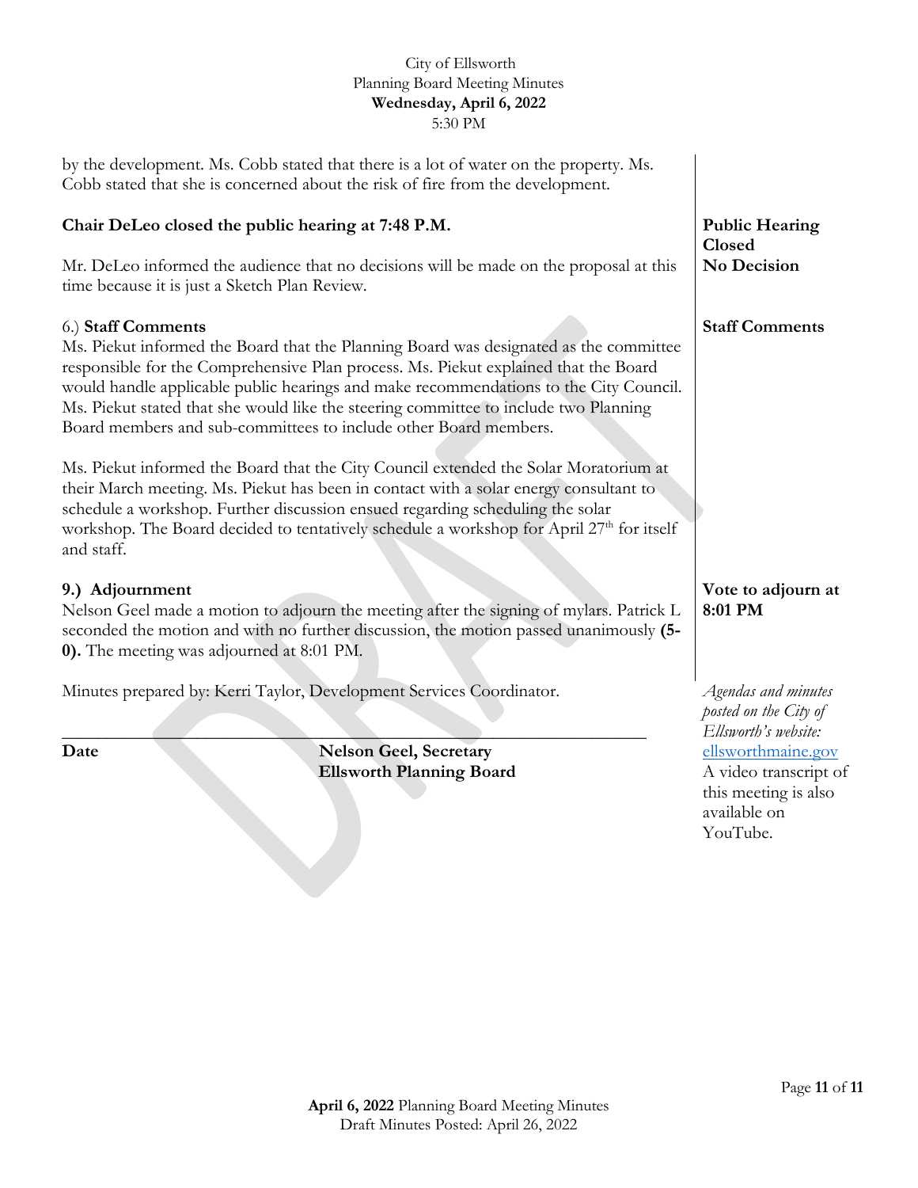by the development. Ms. Cobb stated that there is a lot of water on the property. Ms. Cobb stated that she is concerned about the risk of fire from the development.

**Chair DeLeo closed the public hearing at 7:48 P.M.**

**Public Hearing Closed No Decision**

Mr. DeLeo informed the audience that no decisions will be made on the proposal at this time because it is just a Sketch Plan Review.

6.) **Staff Comments**

**Staff Comments**

Ms. Piekut informed the Board that the Planning Board was designated as the committee responsible for the Comprehensive Plan process. Ms. Piekut explained that the Board would handle applicable public hearings and make recommendations to the City Council. Ms. Piekut stated that she would like the steering committee to include two Planning Board members and sub-committees to include other Board members.

Ms. Piekut informed the Board that the City Council extended the Solar Moratorium at their March meeting. Ms. Piekut has been in contact with a solar energy consultant to schedule a workshop. Further discussion ensued regarding scheduling the solar workshop. The Board decided to tentatively schedule a workshop for April 27th for itself and staff.

**9.) Adjournment**

**Vote to adjourn at 8:01 PM**

Nelson Geel made a motion to adjourn the meeting after the signing of mylars. Patrick L seconded the motion and with no further discussion, the motion passed unanimously **(5-0).** The meeting was adjourned at 8:01 PM.

Minutes prepared by: Kerri Taylor, Development Services Coordinator.

_______________________________________________________________

**Date** **Nelson Geel, Secretary**
**Ellsworth Planning Board**

*Agendas and minutes posted on the City of Ellsworth's website:* ellsworthmaine.gov
A video transcript of this meeting is also available on YouTube.

**April 6, 2022** Planning Board Meeting Minutes
Draft Minutes Posted: April 26, 2022